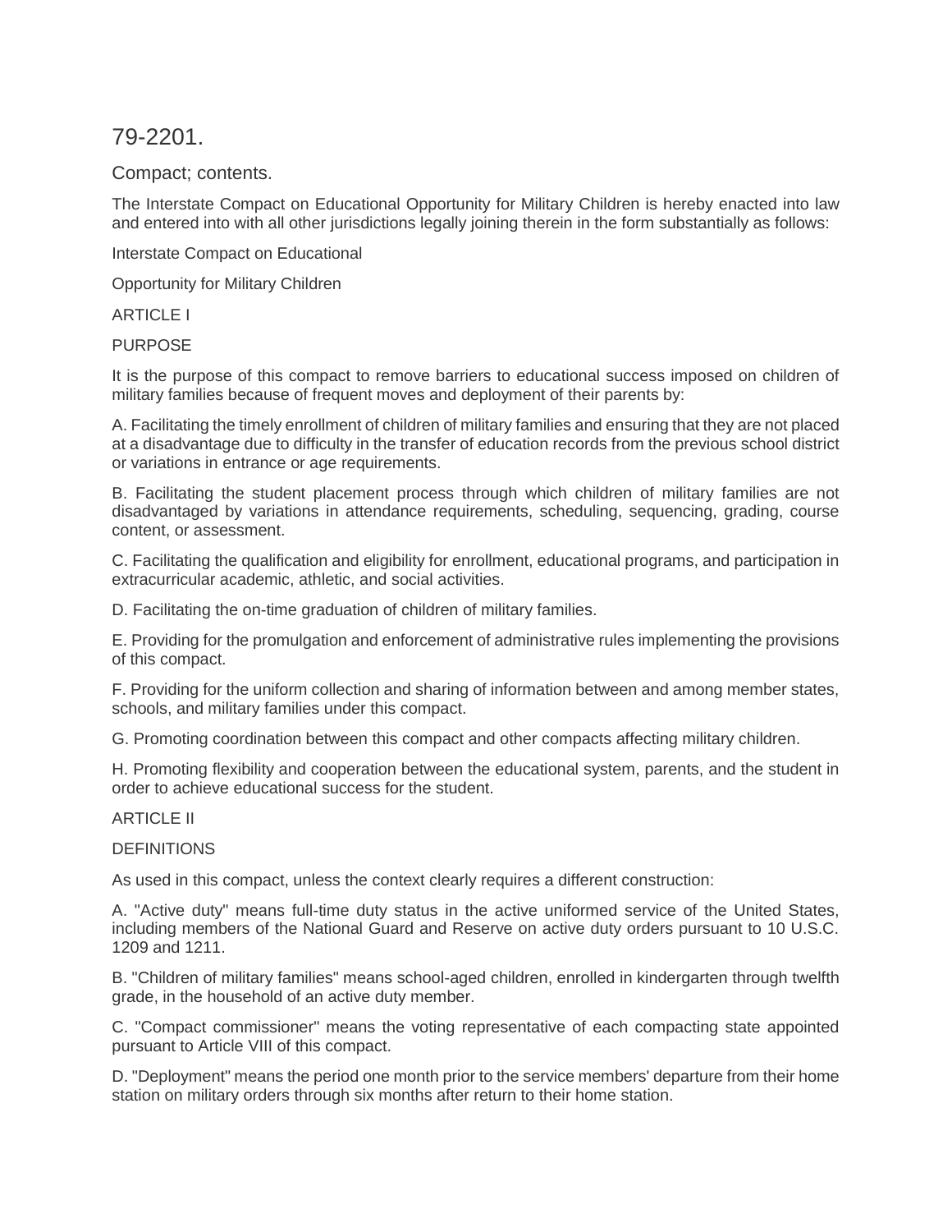# 79-2201.

## Compact; contents.

The Interstate Compact on Educational Opportunity for Military Children is hereby enacted into law and entered into with all other jurisdictions legally joining therein in the form substantially as follows:

Interstate Compact on Educational

Opportunity for Military Children

ARTICLE I

PURPOSE

It is the purpose of this compact to remove barriers to educational success imposed on children of military families because of frequent moves and deployment of their parents by:

A. Facilitating the timely enrollment of children of military families and ensuring that they are not placed at a disadvantage due to difficulty in the transfer of education records from the previous school district or variations in entrance or age requirements.

B. Facilitating the student placement process through which children of military families are not disadvantaged by variations in attendance requirements, scheduling, sequencing, grading, course content, or assessment.

C. Facilitating the qualification and eligibility for enrollment, educational programs, and participation in extracurricular academic, athletic, and social activities.

D. Facilitating the on-time graduation of children of military families.

E. Providing for the promulgation and enforcement of administrative rules implementing the provisions of this compact.

F. Providing for the uniform collection and sharing of information between and among member states, schools, and military families under this compact.

G. Promoting coordination between this compact and other compacts affecting military children.

H. Promoting flexibility and cooperation between the educational system, parents, and the student in order to achieve educational success for the student.

ARTICLE II

DEFINITIONS

As used in this compact, unless the context clearly requires a different construction:

A. "Active duty" means full-time duty status in the active uniformed service of the United States, including members of the National Guard and Reserve on active duty orders pursuant to 10 U.S.C. 1209 and 1211.

B. "Children of military families" means school-aged children, enrolled in kindergarten through twelfth grade, in the household of an active duty member.

C. "Compact commissioner" means the voting representative of each compacting state appointed pursuant to Article VIII of this compact.

D. "Deployment" means the period one month prior to the service members' departure from their home station on military orders through six months after return to their home station.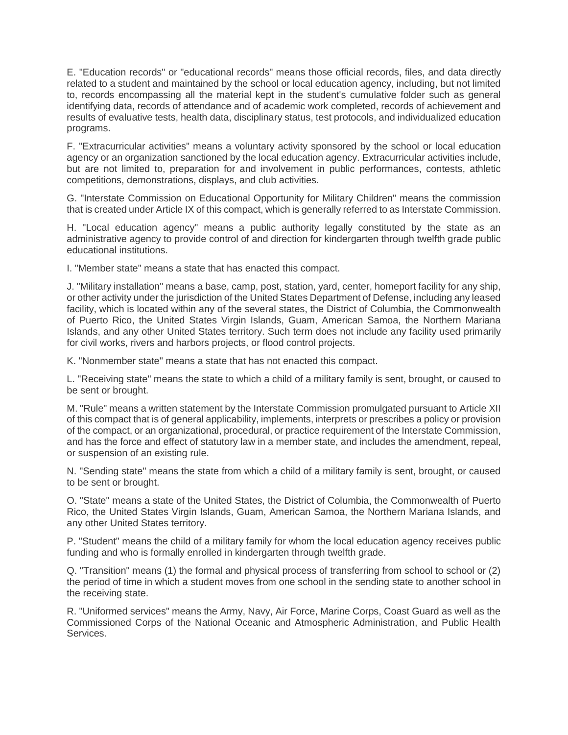E. "Education records" or "educational records" means those official records, files, and data directly related to a student and maintained by the school or local education agency, including, but not limited to, records encompassing all the material kept in the student's cumulative folder such as general identifying data, records of attendance and of academic work completed, records of achievement and results of evaluative tests, health data, disciplinary status, test protocols, and individualized education programs.

F. "Extracurricular activities" means a voluntary activity sponsored by the school or local education agency or an organization sanctioned by the local education agency. Extracurricular activities include, but are not limited to, preparation for and involvement in public performances, contests, athletic competitions, demonstrations, displays, and club activities.

G. "Interstate Commission on Educational Opportunity for Military Children" means the commission that is created under Article IX of this compact, which is generally referred to as Interstate Commission.

H. "Local education agency" means a public authority legally constituted by the state as an administrative agency to provide control of and direction for kindergarten through twelfth grade public educational institutions.

I. "Member state" means a state that has enacted this compact.

J. "Military installation" means a base, camp, post, station, yard, center, homeport facility for any ship, or other activity under the jurisdiction of the United States Department of Defense, including any leased facility, which is located within any of the several states, the District of Columbia, the Commonwealth of Puerto Rico, the United States Virgin Islands, Guam, American Samoa, the Northern Mariana Islands, and any other United States territory. Such term does not include any facility used primarily for civil works, rivers and harbors projects, or flood control projects.

K. "Nonmember state" means a state that has not enacted this compact.

L. "Receiving state" means the state to which a child of a military family is sent, brought, or caused to be sent or brought.

M. "Rule" means a written statement by the Interstate Commission promulgated pursuant to Article XII of this compact that is of general applicability, implements, interprets or prescribes a policy or provision of the compact, or an organizational, procedural, or practice requirement of the Interstate Commission, and has the force and effect of statutory law in a member state, and includes the amendment, repeal, or suspension of an existing rule.

N. "Sending state" means the state from which a child of a military family is sent, brought, or caused to be sent or brought.

O. "State" means a state of the United States, the District of Columbia, the Commonwealth of Puerto Rico, the United States Virgin Islands, Guam, American Samoa, the Northern Mariana Islands, and any other United States territory.

P. "Student" means the child of a military family for whom the local education agency receives public funding and who is formally enrolled in kindergarten through twelfth grade.

Q. "Transition" means (1) the formal and physical process of transferring from school to school or (2) the period of time in which a student moves from one school in the sending state to another school in the receiving state.

R. "Uniformed services" means the Army, Navy, Air Force, Marine Corps, Coast Guard as well as the Commissioned Corps of the National Oceanic and Atmospheric Administration, and Public Health Services.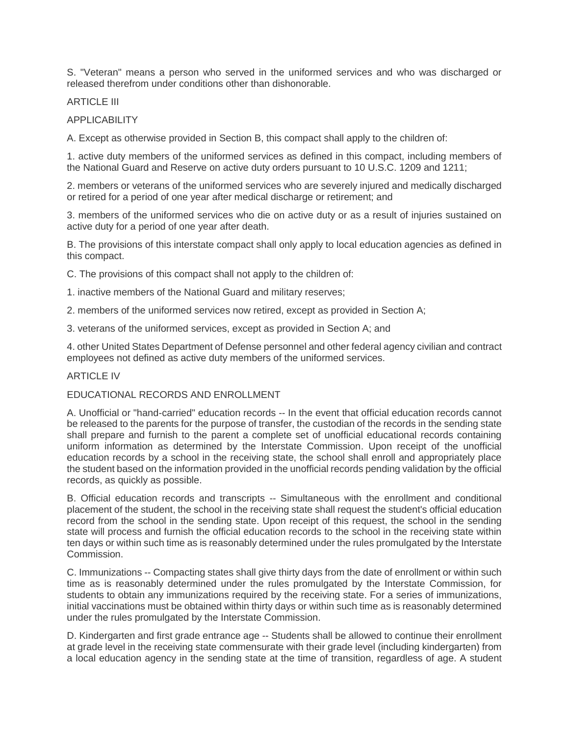S. "Veteran" means a person who served in the uniformed services and who was discharged or released therefrom under conditions other than dishonorable.

ARTICLE III

APPLICABILITY

A. Except as otherwise provided in Section B, this compact shall apply to the children of:

1. active duty members of the uniformed services as defined in this compact, including members of the National Guard and Reserve on active duty orders pursuant to 10 U.S.C. 1209 and 1211;

2. members or veterans of the uniformed services who are severely injured and medically discharged or retired for a period of one year after medical discharge or retirement; and

3. members of the uniformed services who die on active duty or as a result of injuries sustained on active duty for a period of one year after death.

B. The provisions of this interstate compact shall only apply to local education agencies as defined in this compact.

C. The provisions of this compact shall not apply to the children of:

1. inactive members of the National Guard and military reserves;

2. members of the uniformed services now retired, except as provided in Section A;

3. veterans of the uniformed services, except as provided in Section A; and

4. other United States Department of Defense personnel and other federal agency civilian and contract employees not defined as active duty members of the uniformed services.

ARTICLE IV

EDUCATIONAL RECORDS AND ENROLLMENT

A. Unofficial or "hand-carried" education records -- In the event that official education records cannot be released to the parents for the purpose of transfer, the custodian of the records in the sending state shall prepare and furnish to the parent a complete set of unofficial educational records containing uniform information as determined by the Interstate Commission. Upon receipt of the unofficial education records by a school in the receiving state, the school shall enroll and appropriately place the student based on the information provided in the unofficial records pending validation by the official records, as quickly as possible.

B. Official education records and transcripts -- Simultaneous with the enrollment and conditional placement of the student, the school in the receiving state shall request the student's official education record from the school in the sending state. Upon receipt of this request, the school in the sending state will process and furnish the official education records to the school in the receiving state within ten days or within such time as is reasonably determined under the rules promulgated by the Interstate Commission.

C. Immunizations -- Compacting states shall give thirty days from the date of enrollment or within such time as is reasonably determined under the rules promulgated by the Interstate Commission, for students to obtain any immunizations required by the receiving state. For a series of immunizations, initial vaccinations must be obtained within thirty days or within such time as is reasonably determined under the rules promulgated by the Interstate Commission.

D. Kindergarten and first grade entrance age -- Students shall be allowed to continue their enrollment at grade level in the receiving state commensurate with their grade level (including kindergarten) from a local education agency in the sending state at the time of transition, regardless of age. A student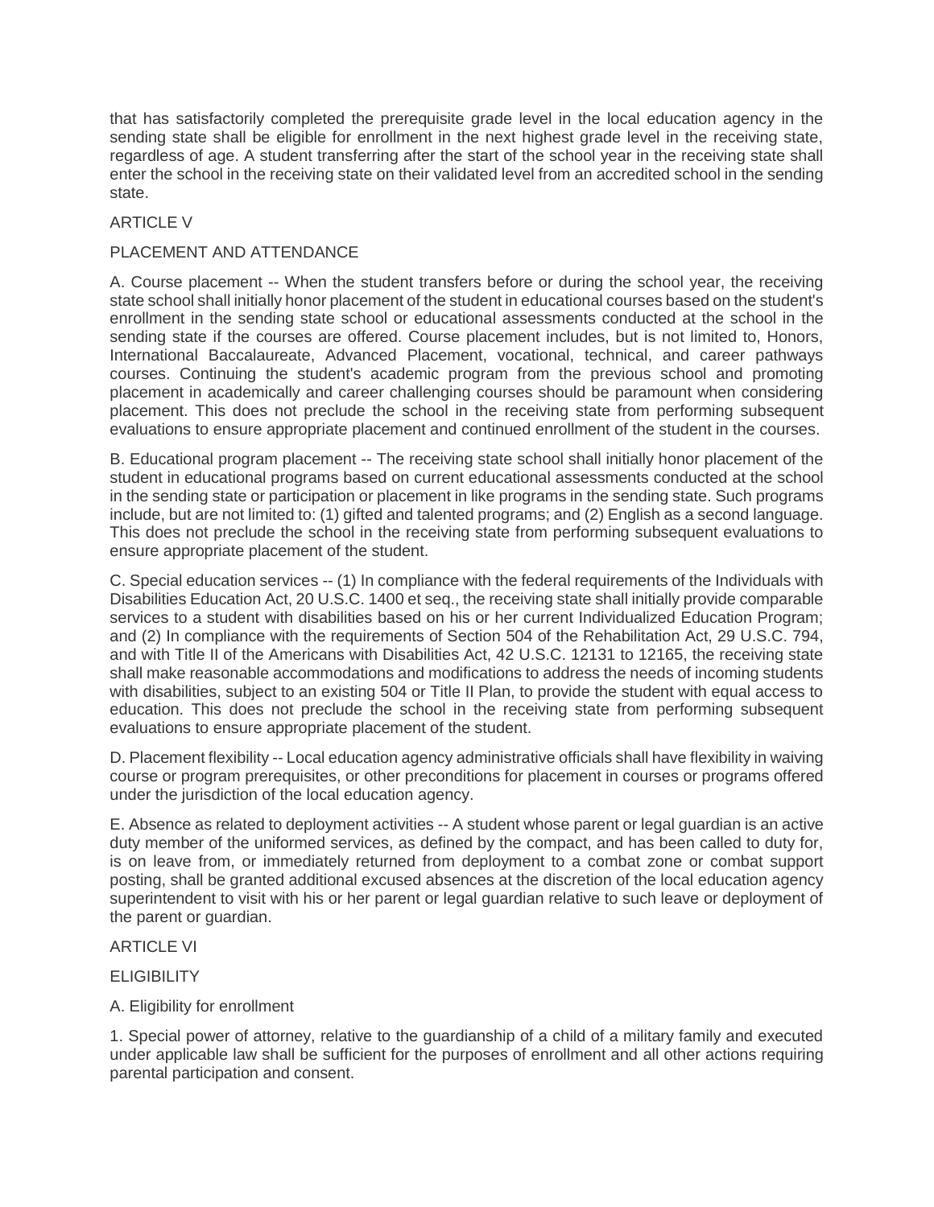that has satisfactorily completed the prerequisite grade level in the local education agency in the sending state shall be eligible for enrollment in the next highest grade level in the receiving state, regardless of age. A student transferring after the start of the school year in the receiving state shall enter the school in the receiving state on their validated level from an accredited school in the sending state.

ARTICLE V

PLACEMENT AND ATTENDANCE

A. Course placement -- When the student transfers before or during the school year, the receiving state school shall initially honor placement of the student in educational courses based on the student's enrollment in the sending state school or educational assessments conducted at the school in the sending state if the courses are offered. Course placement includes, but is not limited to, Honors, International Baccalaureate, Advanced Placement, vocational, technical, and career pathways courses. Continuing the student's academic program from the previous school and promoting placement in academically and career challenging courses should be paramount when considering placement. This does not preclude the school in the receiving state from performing subsequent evaluations to ensure appropriate placement and continued enrollment of the student in the courses.

B. Educational program placement -- The receiving state school shall initially honor placement of the student in educational programs based on current educational assessments conducted at the school in the sending state or participation or placement in like programs in the sending state. Such programs include, but are not limited to: (1) gifted and talented programs; and (2) English as a second language. This does not preclude the school in the receiving state from performing subsequent evaluations to ensure appropriate placement of the student.

C. Special education services -- (1) In compliance with the federal requirements of the Individuals with Disabilities Education Act, 20 U.S.C. 1400 et seq., the receiving state shall initially provide comparable services to a student with disabilities based on his or her current Individualized Education Program; and (2) In compliance with the requirements of Section 504 of the Rehabilitation Act, 29 U.S.C. 794, and with Title II of the Americans with Disabilities Act, 42 U.S.C. 12131 to 12165, the receiving state shall make reasonable accommodations and modifications to address the needs of incoming students with disabilities, subject to an existing 504 or Title II Plan, to provide the student with equal access to education. This does not preclude the school in the receiving state from performing subsequent evaluations to ensure appropriate placement of the student.

D. Placement flexibility -- Local education agency administrative officials shall have flexibility in waiving course or program prerequisites, or other preconditions for placement in courses or programs offered under the jurisdiction of the local education agency.

E. Absence as related to deployment activities -- A student whose parent or legal guardian is an active duty member of the uniformed services, as defined by the compact, and has been called to duty for, is on leave from, or immediately returned from deployment to a combat zone or combat support posting, shall be granted additional excused absences at the discretion of the local education agency superintendent to visit with his or her parent or legal guardian relative to such leave or deployment of the parent or guardian.

ARTICLE VI

ELIGIBILITY

A. Eligibility for enrollment

1. Special power of attorney, relative to the guardianship of a child of a military family and executed under applicable law shall be sufficient for the purposes of enrollment and all other actions requiring parental participation and consent.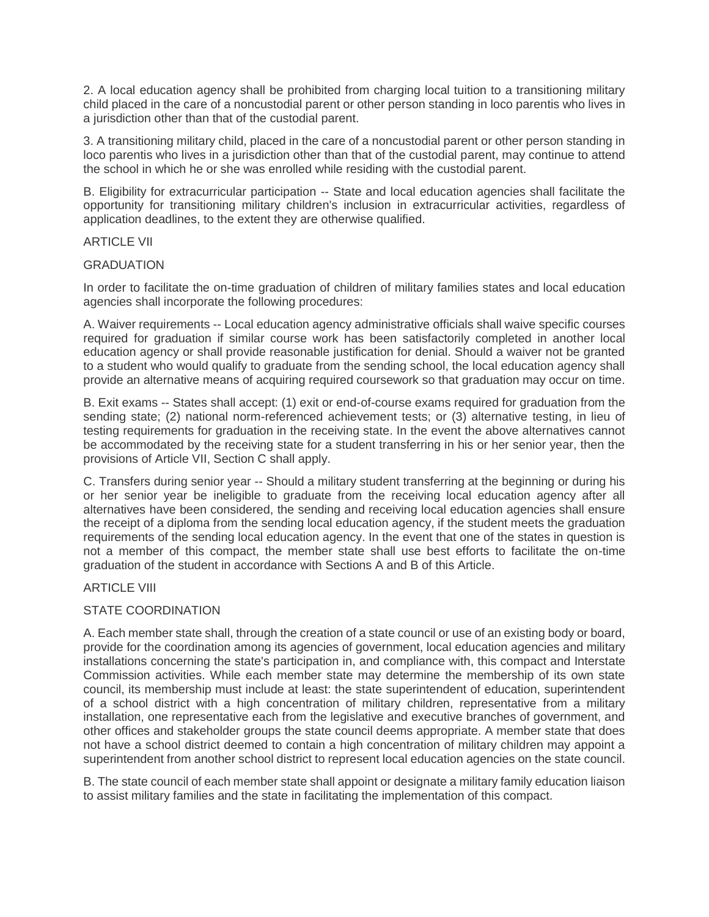2. A local education agency shall be prohibited from charging local tuition to a transitioning military child placed in the care of a noncustodial parent or other person standing in loco parentis who lives in a jurisdiction other than that of the custodial parent.

3. A transitioning military child, placed in the care of a noncustodial parent or other person standing in loco parentis who lives in a jurisdiction other than that of the custodial parent, may continue to attend the school in which he or she was enrolled while residing with the custodial parent.

B. Eligibility for extracurricular participation -- State and local education agencies shall facilitate the opportunity for transitioning military children's inclusion in extracurricular activities, regardless of application deadlines, to the extent they are otherwise qualified.

ARTICLE VII

GRADUATION

In order to facilitate the on-time graduation of children of military families states and local education agencies shall incorporate the following procedures:

A. Waiver requirements -- Local education agency administrative officials shall waive specific courses required for graduation if similar course work has been satisfactorily completed in another local education agency or shall provide reasonable justification for denial. Should a waiver not be granted to a student who would qualify to graduate from the sending school, the local education agency shall provide an alternative means of acquiring required coursework so that graduation may occur on time.

B. Exit exams -- States shall accept: (1) exit or end-of-course exams required for graduation from the sending state; (2) national norm-referenced achievement tests; or (3) alternative testing, in lieu of testing requirements for graduation in the receiving state. In the event the above alternatives cannot be accommodated by the receiving state for a student transferring in his or her senior year, then the provisions of Article VII, Section C shall apply.

C. Transfers during senior year -- Should a military student transferring at the beginning or during his or her senior year be ineligible to graduate from the receiving local education agency after all alternatives have been considered, the sending and receiving local education agencies shall ensure the receipt of a diploma from the sending local education agency, if the student meets the graduation requirements of the sending local education agency. In the event that one of the states in question is not a member of this compact, the member state shall use best efforts to facilitate the on-time graduation of the student in accordance with Sections A and B of this Article.

ARTICLE VIII

STATE COORDINATION

A. Each member state shall, through the creation of a state council or use of an existing body or board, provide for the coordination among its agencies of government, local education agencies and military installations concerning the state's participation in, and compliance with, this compact and Interstate Commission activities. While each member state may determine the membership of its own state council, its membership must include at least: the state superintendent of education, superintendent of a school district with a high concentration of military children, representative from a military installation, one representative each from the legislative and executive branches of government, and other offices and stakeholder groups the state council deems appropriate. A member state that does not have a school district deemed to contain a high concentration of military children may appoint a superintendent from another school district to represent local education agencies on the state council.

B. The state council of each member state shall appoint or designate a military family education liaison to assist military families and the state in facilitating the implementation of this compact.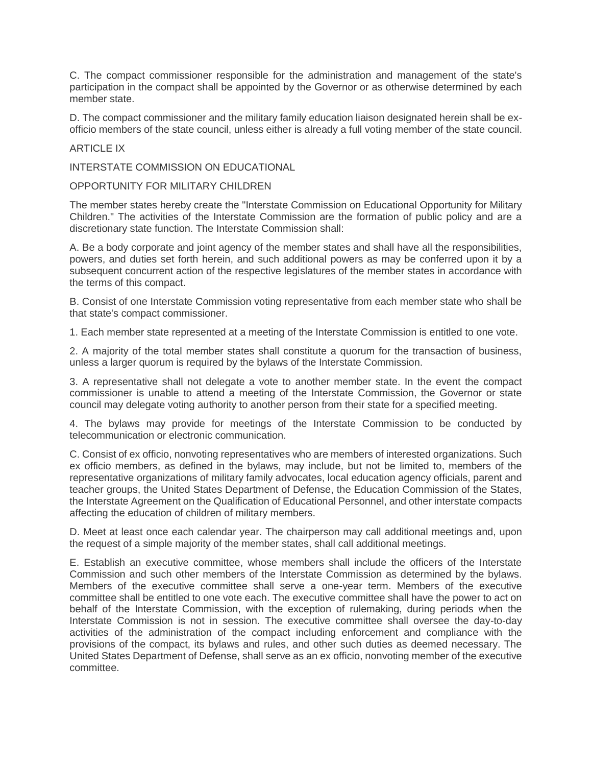C. The compact commissioner responsible for the administration and management of the state's participation in the compact shall be appointed by the Governor or as otherwise determined by each member state.

D. The compact commissioner and the military family education liaison designated herein shall be ex-officio members of the state council, unless either is already a full voting member of the state council.

## ARTICLE IX

## INTERSTATE COMMISSION ON EDUCATIONAL OPPORTUNITY FOR MILITARY CHILDREN

The member states hereby create the "Interstate Commission on Educational Opportunity for Military Children." The activities of the Interstate Commission are the formation of public policy and are a discretionary state function. The Interstate Commission shall:

A. Be a body corporate and joint agency of the member states and shall have all the responsibilities, powers, and duties set forth herein, and such additional powers as may be conferred upon it by a subsequent concurrent action of the respective legislatures of the member states in accordance with the terms of this compact.

B. Consist of one Interstate Commission voting representative from each member state who shall be that state's compact commissioner.

1. Each member state represented at a meeting of the Interstate Commission is entitled to one vote.

2. A majority of the total member states shall constitute a quorum for the transaction of business, unless a larger quorum is required by the bylaws of the Interstate Commission.

3. A representative shall not delegate a vote to another member state. In the event the compact commissioner is unable to attend a meeting of the Interstate Commission, the Governor or state council may delegate voting authority to another person from their state for a specified meeting.

4. The bylaws may provide for meetings of the Interstate Commission to be conducted by telecommunication or electronic communication.

C. Consist of ex officio, nonvoting representatives who are members of interested organizations. Such ex officio members, as defined in the bylaws, may include, but not be limited to, members of the representative organizations of military family advocates, local education agency officials, parent and teacher groups, the United States Department of Defense, the Education Commission of the States, the Interstate Agreement on the Qualification of Educational Personnel, and other interstate compacts affecting the education of children of military members.

D. Meet at least once each calendar year. The chairperson may call additional meetings and, upon the request of a simple majority of the member states, shall call additional meetings.

E. Establish an executive committee, whose members shall include the officers of the Interstate Commission and such other members of the Interstate Commission as determined by the bylaws. Members of the executive committee shall serve a one-year term. Members of the executive committee shall be entitled to one vote each. The executive committee shall have the power to act on behalf of the Interstate Commission, with the exception of rulemaking, during periods when the Interstate Commission is not in session. The executive committee shall oversee the day-to-day activities of the administration of the compact including enforcement and compliance with the provisions of the compact, its bylaws and rules, and other such duties as deemed necessary. The United States Department of Defense, shall serve as an ex officio, nonvoting member of the executive committee.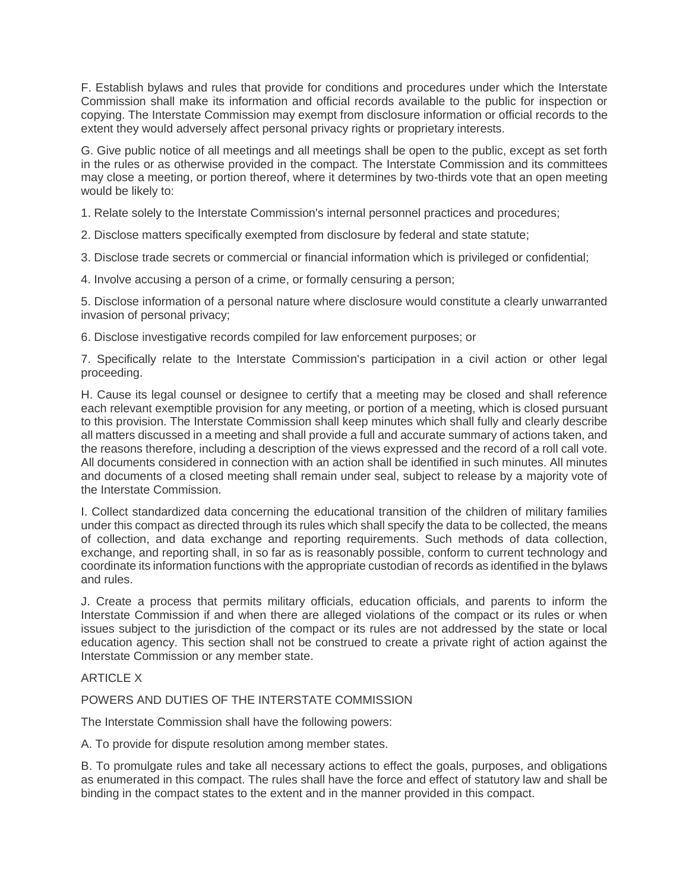F. Establish bylaws and rules that provide for conditions and procedures under which the Interstate Commission shall make its information and official records available to the public for inspection or copying. The Interstate Commission may exempt from disclosure information or official records to the extent they would adversely affect personal privacy rights or proprietary interests.

G. Give public notice of all meetings and all meetings shall be open to the public, except as set forth in the rules or as otherwise provided in the compact. The Interstate Commission and its committees may close a meeting, or portion thereof, where it determines by two-thirds vote that an open meeting would be likely to:

1. Relate solely to the Interstate Commission's internal personnel practices and procedures;

2. Disclose matters specifically exempted from disclosure by federal and state statute;

3. Disclose trade secrets or commercial or financial information which is privileged or confidential;

4. Involve accusing a person of a crime, or formally censuring a person;

5. Disclose information of a personal nature where disclosure would constitute a clearly unwarranted invasion of personal privacy;

6. Disclose investigative records compiled for law enforcement purposes; or

7. Specifically relate to the Interstate Commission's participation in a civil action or other legal proceeding.

H. Cause its legal counsel or designee to certify that a meeting may be closed and shall reference each relevant exemptible provision for any meeting, or portion of a meeting, which is closed pursuant to this provision. The Interstate Commission shall keep minutes which shall fully and clearly describe all matters discussed in a meeting and shall provide a full and accurate summary of actions taken, and the reasons therefore, including a description of the views expressed and the record of a roll call vote. All documents considered in connection with an action shall be identified in such minutes. All minutes and documents of a closed meeting shall remain under seal, subject to release by a majority vote of the Interstate Commission.

I. Collect standardized data concerning the educational transition of the children of military families under this compact as directed through its rules which shall specify the data to be collected, the means of collection, and data exchange and reporting requirements. Such methods of data collection, exchange, and reporting shall, in so far as is reasonably possible, conform to current technology and coordinate its information functions with the appropriate custodian of records as identified in the bylaws and rules.

J. Create a process that permits military officials, education officials, and parents to inform the Interstate Commission if and when there are alleged violations of the compact or its rules or when issues subject to the jurisdiction of the compact or its rules are not addressed by the state or local education agency. This section shall not be construed to create a private right of action against the Interstate Commission or any member state.

ARTICLE X

POWERS AND DUTIES OF THE INTERSTATE COMMISSION

The Interstate Commission shall have the following powers:

A. To provide for dispute resolution among member states.

B. To promulgate rules and take all necessary actions to effect the goals, purposes, and obligations as enumerated in this compact. The rules shall have the force and effect of statutory law and shall be binding in the compact states to the extent and in the manner provided in this compact.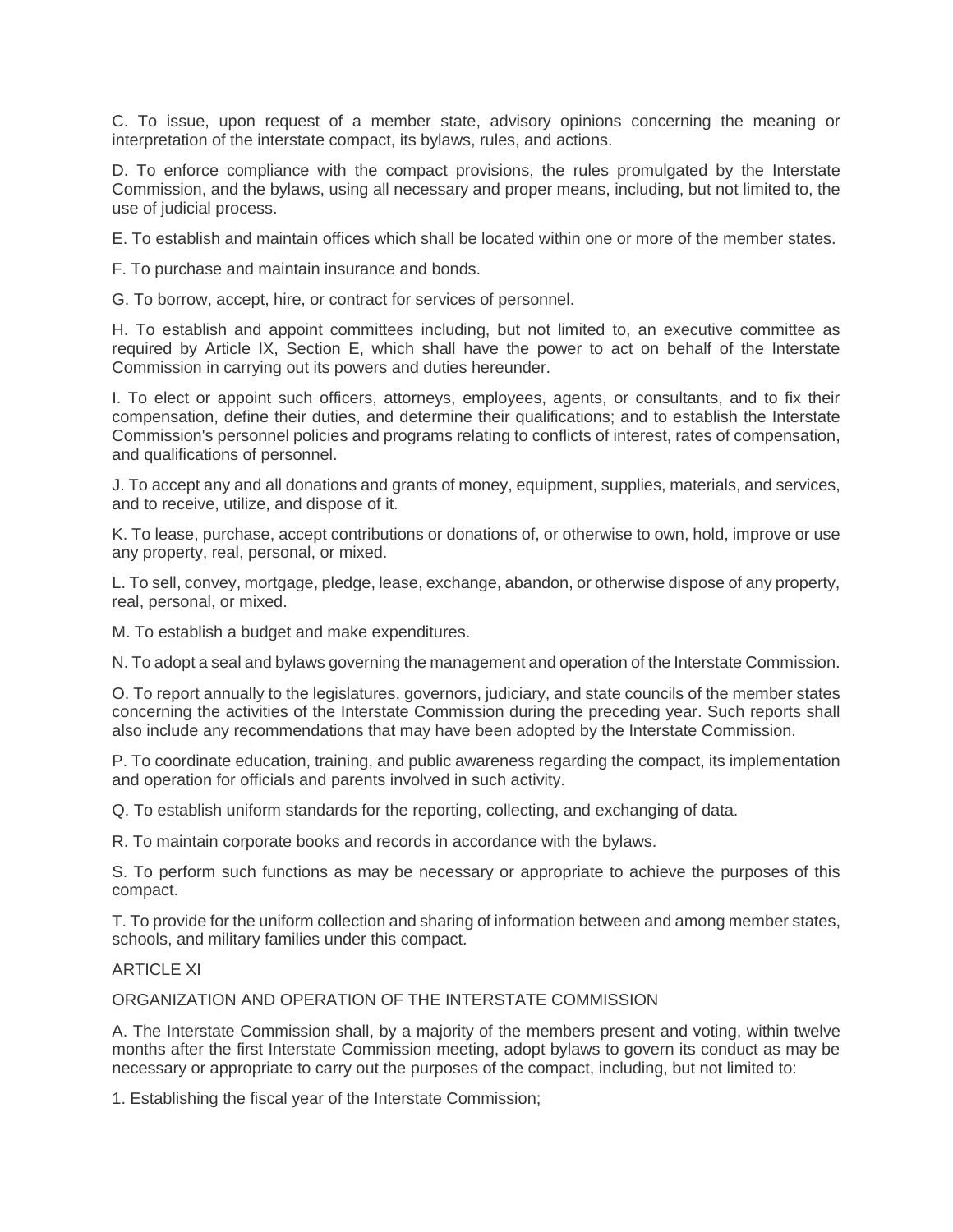C. To issue, upon request of a member state, advisory opinions concerning the meaning or interpretation of the interstate compact, its bylaws, rules, and actions.

D. To enforce compliance with the compact provisions, the rules promulgated by the Interstate Commission, and the bylaws, using all necessary and proper means, including, but not limited to, the use of judicial process.

E. To establish and maintain offices which shall be located within one or more of the member states.

F. To purchase and maintain insurance and bonds.

G. To borrow, accept, hire, or contract for services of personnel.

H. To establish and appoint committees including, but not limited to, an executive committee as required by Article IX, Section E, which shall have the power to act on behalf of the Interstate Commission in carrying out its powers and duties hereunder.

I. To elect or appoint such officers, attorneys, employees, agents, or consultants, and to fix their compensation, define their duties, and determine their qualifications; and to establish the Interstate Commission's personnel policies and programs relating to conflicts of interest, rates of compensation, and qualifications of personnel.

J. To accept any and all donations and grants of money, equipment, supplies, materials, and services, and to receive, utilize, and dispose of it.

K. To lease, purchase, accept contributions or donations of, or otherwise to own, hold, improve or use any property, real, personal, or mixed.

L. To sell, convey, mortgage, pledge, lease, exchange, abandon, or otherwise dispose of any property, real, personal, or mixed.

M. To establish a budget and make expenditures.

N. To adopt a seal and bylaws governing the management and operation of the Interstate Commission.

O. To report annually to the legislatures, governors, judiciary, and state councils of the member states concerning the activities of the Interstate Commission during the preceding year. Such reports shall also include any recommendations that may have been adopted by the Interstate Commission.

P. To coordinate education, training, and public awareness regarding the compact, its implementation and operation for officials and parents involved in such activity.

Q. To establish uniform standards for the reporting, collecting, and exchanging of data.

R. To maintain corporate books and records in accordance with the bylaws.

S. To perform such functions as may be necessary or appropriate to achieve the purposes of this compact.

T. To provide for the uniform collection and sharing of information between and among member states, schools, and military families under this compact.

ARTICLE XI

ORGANIZATION AND OPERATION OF THE INTERSTATE COMMISSION

A. The Interstate Commission shall, by a majority of the members present and voting, within twelve months after the first Interstate Commission meeting, adopt bylaws to govern its conduct as may be necessary or appropriate to carry out the purposes of the compact, including, but not limited to:

1. Establishing the fiscal year of the Interstate Commission;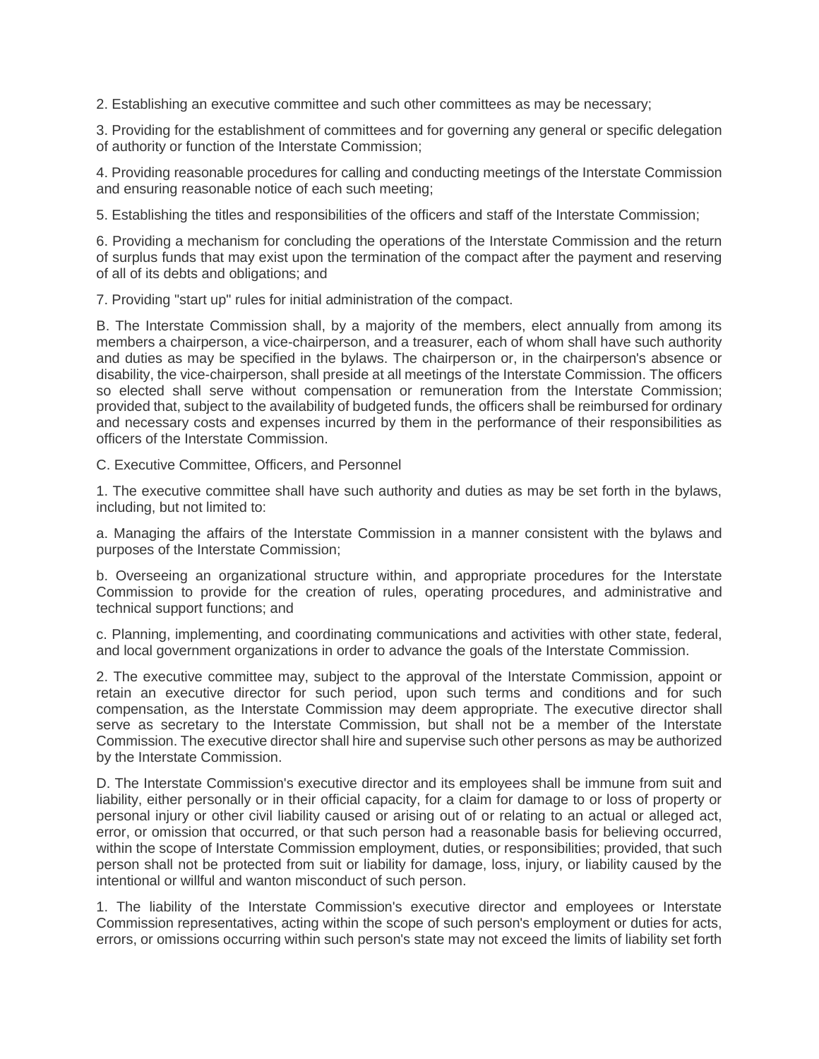2. Establishing an executive committee and such other committees as may be necessary;

3. Providing for the establishment of committees and for governing any general or specific delegation of authority or function of the Interstate Commission;

4. Providing reasonable procedures for calling and conducting meetings of the Interstate Commission and ensuring reasonable notice of each such meeting;

5. Establishing the titles and responsibilities of the officers and staff of the Interstate Commission;

6. Providing a mechanism for concluding the operations of the Interstate Commission and the return of surplus funds that may exist upon the termination of the compact after the payment and reserving of all of its debts and obligations; and

7. Providing "start up" rules for initial administration of the compact.

B. The Interstate Commission shall, by a majority of the members, elect annually from among its members a chairperson, a vice-chairperson, and a treasurer, each of whom shall have such authority and duties as may be specified in the bylaws. The chairperson or, in the chairperson's absence or disability, the vice-chairperson, shall preside at all meetings of the Interstate Commission. The officers so elected shall serve without compensation or remuneration from the Interstate Commission; provided that, subject to the availability of budgeted funds, the officers shall be reimbursed for ordinary and necessary costs and expenses incurred by them in the performance of their responsibilities as officers of the Interstate Commission.

C. Executive Committee, Officers, and Personnel

1. The executive committee shall have such authority and duties as may be set forth in the bylaws, including, but not limited to:

a. Managing the affairs of the Interstate Commission in a manner consistent with the bylaws and purposes of the Interstate Commission;

b. Overseeing an organizational structure within, and appropriate procedures for the Interstate Commission to provide for the creation of rules, operating procedures, and administrative and technical support functions; and

c. Planning, implementing, and coordinating communications and activities with other state, federal, and local government organizations in order to advance the goals of the Interstate Commission.

2. The executive committee may, subject to the approval of the Interstate Commission, appoint or retain an executive director for such period, upon such terms and conditions and for such compensation, as the Interstate Commission may deem appropriate. The executive director shall serve as secretary to the Interstate Commission, but shall not be a member of the Interstate Commission. The executive director shall hire and supervise such other persons as may be authorized by the Interstate Commission.

D. The Interstate Commission's executive director and its employees shall be immune from suit and liability, either personally or in their official capacity, for a claim for damage to or loss of property or personal injury or other civil liability caused or arising out of or relating to an actual or alleged act, error, or omission that occurred, or that such person had a reasonable basis for believing occurred, within the scope of Interstate Commission employment, duties, or responsibilities; provided, that such person shall not be protected from suit or liability for damage, loss, injury, or liability caused by the intentional or willful and wanton misconduct of such person.

1. The liability of the Interstate Commission's executive director and employees or Interstate Commission representatives, acting within the scope of such person's employment or duties for acts, errors, or omissions occurring within such person's state may not exceed the limits of liability set forth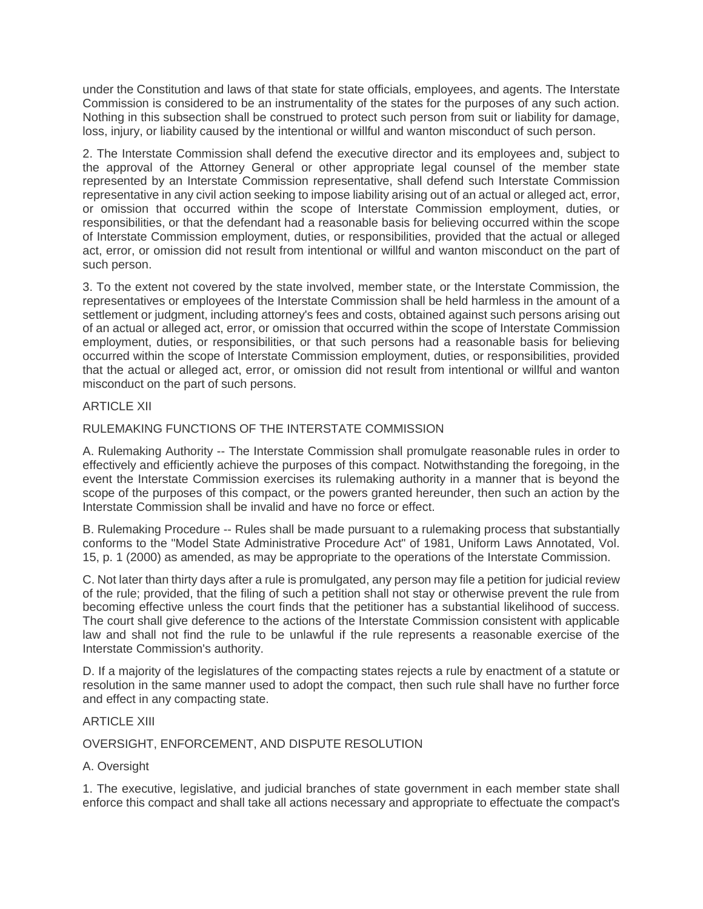under the Constitution and laws of that state for state officials, employees, and agents. The Interstate Commission is considered to be an instrumentality of the states for the purposes of any such action. Nothing in this subsection shall be construed to protect such person from suit or liability for damage, loss, injury, or liability caused by the intentional or willful and wanton misconduct of such person.

2. The Interstate Commission shall defend the executive director and its employees and, subject to the approval of the Attorney General or other appropriate legal counsel of the member state represented by an Interstate Commission representative, shall defend such Interstate Commission representative in any civil action seeking to impose liability arising out of an actual or alleged act, error, or omission that occurred within the scope of Interstate Commission employment, duties, or responsibilities, or that the defendant had a reasonable basis for believing occurred within the scope of Interstate Commission employment, duties, or responsibilities, provided that the actual or alleged act, error, or omission did not result from intentional or willful and wanton misconduct on the part of such person.

3. To the extent not covered by the state involved, member state, or the Interstate Commission, the representatives or employees of the Interstate Commission shall be held harmless in the amount of a settlement or judgment, including attorney's fees and costs, obtained against such persons arising out of an actual or alleged act, error, or omission that occurred within the scope of Interstate Commission employment, duties, or responsibilities, or that such persons had a reasonable basis for believing occurred within the scope of Interstate Commission employment, duties, or responsibilities, provided that the actual or alleged act, error, or omission did not result from intentional or willful and wanton misconduct on the part of such persons.

## ARTICLE XII

## RULEMAKING FUNCTIONS OF THE INTERSTATE COMMISSION

A. Rulemaking Authority -- The Interstate Commission shall promulgate reasonable rules in order to effectively and efficiently achieve the purposes of this compact. Notwithstanding the foregoing, in the event the Interstate Commission exercises its rulemaking authority in a manner that is beyond the scope of the purposes of this compact, or the powers granted hereunder, then such an action by the Interstate Commission shall be invalid and have no force or effect.

B. Rulemaking Procedure -- Rules shall be made pursuant to a rulemaking process that substantially conforms to the "Model State Administrative Procedure Act" of 1981, Uniform Laws Annotated, Vol. 15, p. 1 (2000) as amended, as may be appropriate to the operations of the Interstate Commission.

C. Not later than thirty days after a rule is promulgated, any person may file a petition for judicial review of the rule; provided, that the filing of such a petition shall not stay or otherwise prevent the rule from becoming effective unless the court finds that the petitioner has a substantial likelihood of success. The court shall give deference to the actions of the Interstate Commission consistent with applicable law and shall not find the rule to be unlawful if the rule represents a reasonable exercise of the Interstate Commission's authority.

D. If a majority of the legislatures of the compacting states rejects a rule by enactment of a statute or resolution in the same manner used to adopt the compact, then such rule shall have no further force and effect in any compacting state.

## ARTICLE XIII

## OVERSIGHT, ENFORCEMENT, AND DISPUTE RESOLUTION

A. Oversight

1. The executive, legislative, and judicial branches of state government in each member state shall enforce this compact and shall take all actions necessary and appropriate to effectuate the compact's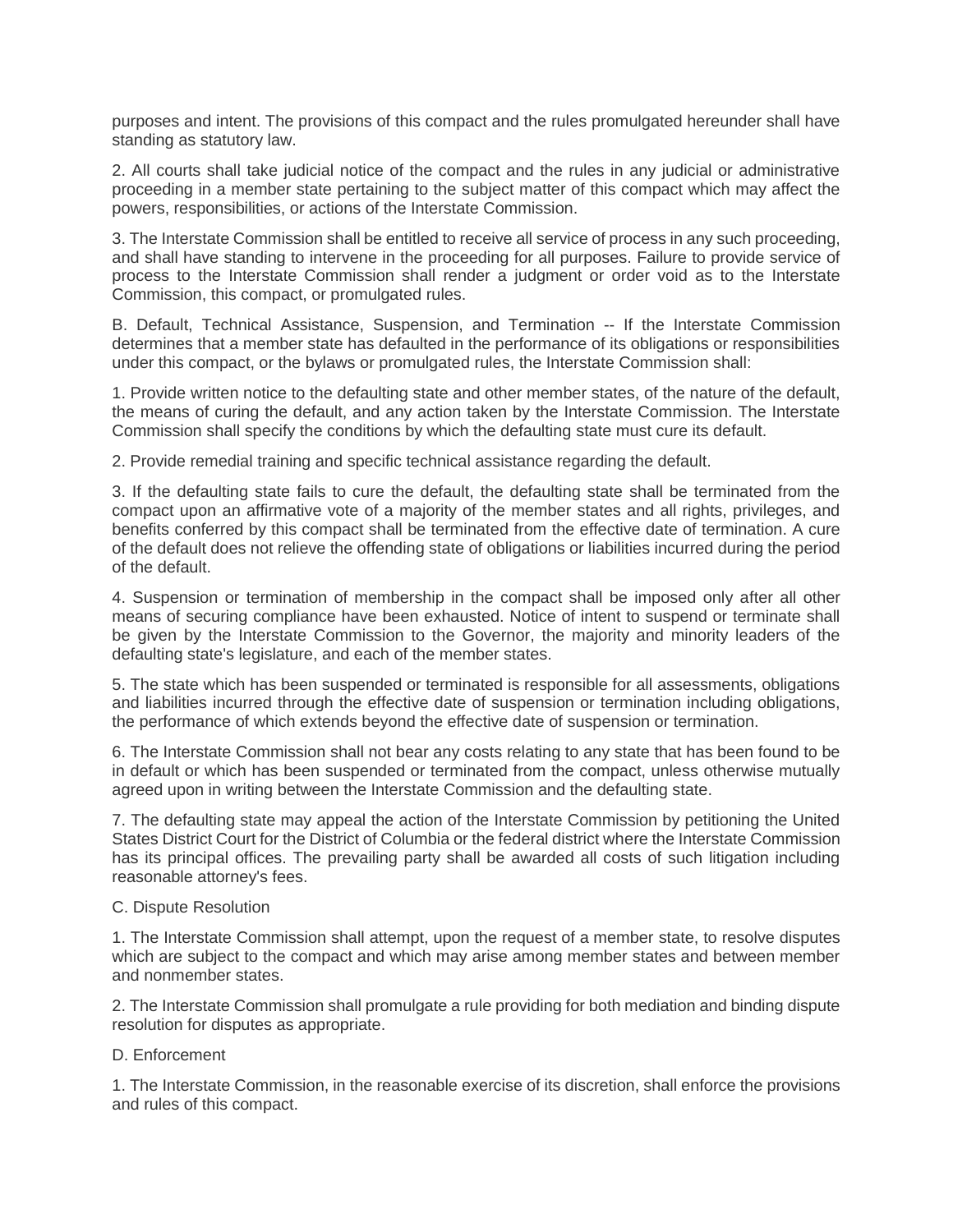purposes and intent. The provisions of this compact and the rules promulgated hereunder shall have standing as statutory law.

2. All courts shall take judicial notice of the compact and the rules in any judicial or administrative proceeding in a member state pertaining to the subject matter of this compact which may affect the powers, responsibilities, or actions of the Interstate Commission.

3. The Interstate Commission shall be entitled to receive all service of process in any such proceeding, and shall have standing to intervene in the proceeding for all purposes. Failure to provide service of process to the Interstate Commission shall render a judgment or order void as to the Interstate Commission, this compact, or promulgated rules.

B. Default, Technical Assistance, Suspension, and Termination -- If the Interstate Commission determines that a member state has defaulted in the performance of its obligations or responsibilities under this compact, or the bylaws or promulgated rules, the Interstate Commission shall:

1. Provide written notice to the defaulting state and other member states, of the nature of the default, the means of curing the default, and any action taken by the Interstate Commission. The Interstate Commission shall specify the conditions by which the defaulting state must cure its default.

2. Provide remedial training and specific technical assistance regarding the default.

3. If the defaulting state fails to cure the default, the defaulting state shall be terminated from the compact upon an affirmative vote of a majority of the member states and all rights, privileges, and benefits conferred by this compact shall be terminated from the effective date of termination. A cure of the default does not relieve the offending state of obligations or liabilities incurred during the period of the default.

4. Suspension or termination of membership in the compact shall be imposed only after all other means of securing compliance have been exhausted. Notice of intent to suspend or terminate shall be given by the Interstate Commission to the Governor, the majority and minority leaders of the defaulting state's legislature, and each of the member states.

5. The state which has been suspended or terminated is responsible for all assessments, obligations and liabilities incurred through the effective date of suspension or termination including obligations, the performance of which extends beyond the effective date of suspension or termination.

6. The Interstate Commission shall not bear any costs relating to any state that has been found to be in default or which has been suspended or terminated from the compact, unless otherwise mutually agreed upon in writing between the Interstate Commission and the defaulting state.

7. The defaulting state may appeal the action of the Interstate Commission by petitioning the United States District Court for the District of Columbia or the federal district where the Interstate Commission has its principal offices. The prevailing party shall be awarded all costs of such litigation including reasonable attorney's fees.

C. Dispute Resolution

1. The Interstate Commission shall attempt, upon the request of a member state, to resolve disputes which are subject to the compact and which may arise among member states and between member and nonmember states.

2. The Interstate Commission shall promulgate a rule providing for both mediation and binding dispute resolution for disputes as appropriate.

D. Enforcement

1. The Interstate Commission, in the reasonable exercise of its discretion, shall enforce the provisions and rules of this compact.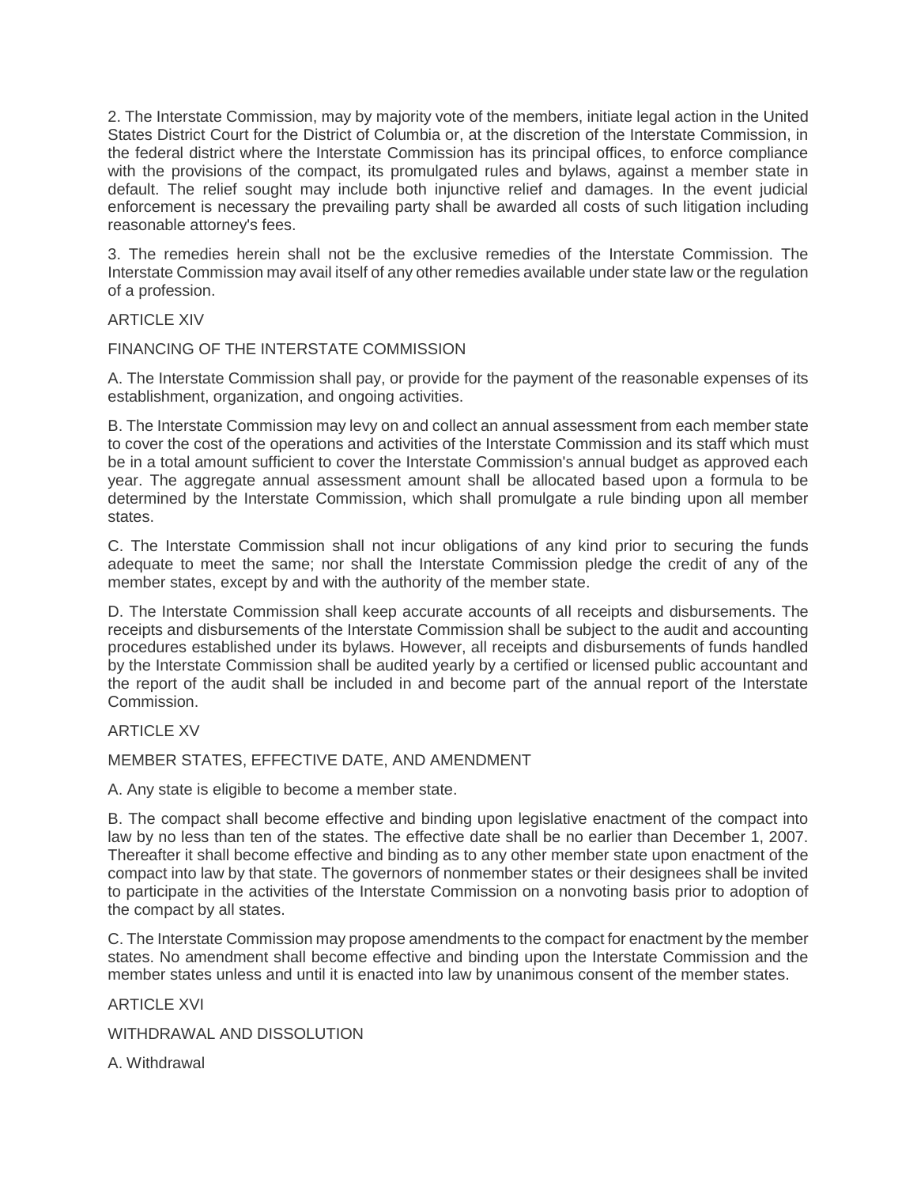2. The Interstate Commission, may by majority vote of the members, initiate legal action in the United States District Court for the District of Columbia or, at the discretion of the Interstate Commission, in the federal district where the Interstate Commission has its principal offices, to enforce compliance with the provisions of the compact, its promulgated rules and bylaws, against a member state in default. The relief sought may include both injunctive relief and damages. In the event judicial enforcement is necessary the prevailing party shall be awarded all costs of such litigation including reasonable attorney's fees.

3. The remedies herein shall not be the exclusive remedies of the Interstate Commission. The Interstate Commission may avail itself of any other remedies available under state law or the regulation of a profession.

ARTICLE XIV

FINANCING OF THE INTERSTATE COMMISSION

A. The Interstate Commission shall pay, or provide for the payment of the reasonable expenses of its establishment, organization, and ongoing activities.

B. The Interstate Commission may levy on and collect an annual assessment from each member state to cover the cost of the operations and activities of the Interstate Commission and its staff which must be in a total amount sufficient to cover the Interstate Commission's annual budget as approved each year. The aggregate annual assessment amount shall be allocated based upon a formula to be determined by the Interstate Commission, which shall promulgate a rule binding upon all member states.

C. The Interstate Commission shall not incur obligations of any kind prior to securing the funds adequate to meet the same; nor shall the Interstate Commission pledge the credit of any of the member states, except by and with the authority of the member state.

D. The Interstate Commission shall keep accurate accounts of all receipts and disbursements. The receipts and disbursements of the Interstate Commission shall be subject to the audit and accounting procedures established under its bylaws. However, all receipts and disbursements of funds handled by the Interstate Commission shall be audited yearly by a certified or licensed public accountant and the report of the audit shall be included in and become part of the annual report of the Interstate Commission.

ARTICLE XV

MEMBER STATES, EFFECTIVE DATE, AND AMENDMENT

A. Any state is eligible to become a member state.

B. The compact shall become effective and binding upon legislative enactment of the compact into law by no less than ten of the states. The effective date shall be no earlier than December 1, 2007. Thereafter it shall become effective and binding as to any other member state upon enactment of the compact into law by that state. The governors of nonmember states or their designees shall be invited to participate in the activities of the Interstate Commission on a nonvoting basis prior to adoption of the compact by all states.

C. The Interstate Commission may propose amendments to the compact for enactment by the member states. No amendment shall become effective and binding upon the Interstate Commission and the member states unless and until it is enacted into law by unanimous consent of the member states.

ARTICLE XVI

WITHDRAWAL AND DISSOLUTION

A. Withdrawal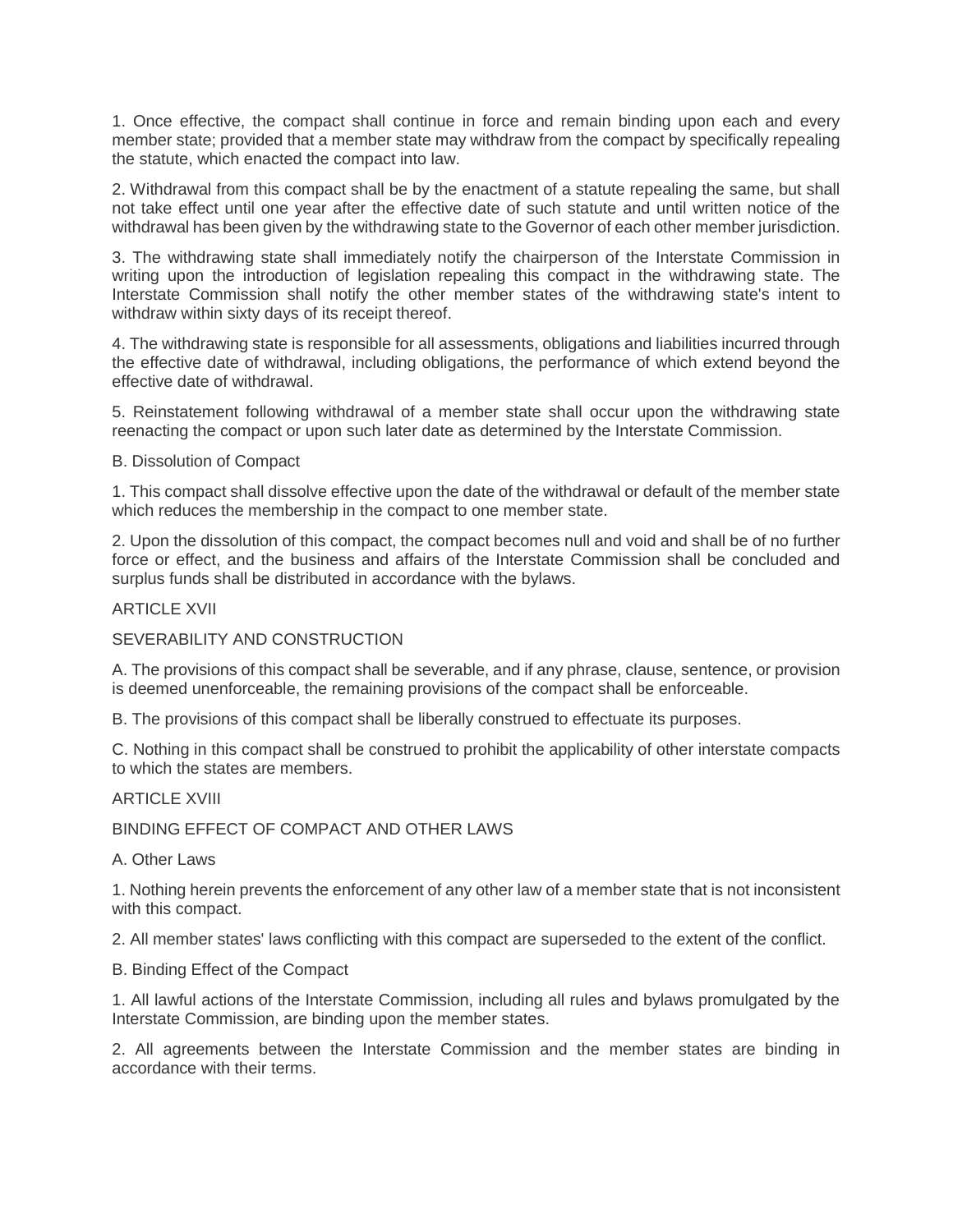1. Once effective, the compact shall continue in force and remain binding upon each and every member state; provided that a member state may withdraw from the compact by specifically repealing the statute, which enacted the compact into law.

2. Withdrawal from this compact shall be by the enactment of a statute repealing the same, but shall not take effect until one year after the effective date of such statute and until written notice of the withdrawal has been given by the withdrawing state to the Governor of each other member jurisdiction.

3. The withdrawing state shall immediately notify the chairperson of the Interstate Commission in writing upon the introduction of legislation repealing this compact in the withdrawing state. The Interstate Commission shall notify the other member states of the withdrawing state's intent to withdraw within sixty days of its receipt thereof.

4. The withdrawing state is responsible for all assessments, obligations and liabilities incurred through the effective date of withdrawal, including obligations, the performance of which extend beyond the effective date of withdrawal.

5. Reinstatement following withdrawal of a member state shall occur upon the withdrawing state reenacting the compact or upon such later date as determined by the Interstate Commission.

B. Dissolution of Compact

1. This compact shall dissolve effective upon the date of the withdrawal or default of the member state which reduces the membership in the compact to one member state.

2. Upon the dissolution of this compact, the compact becomes null and void and shall be of no further force or effect, and the business and affairs of the Interstate Commission shall be concluded and surplus funds shall be distributed in accordance with the bylaws.

ARTICLE XVII

SEVERABILITY AND CONSTRUCTION

A. The provisions of this compact shall be severable, and if any phrase, clause, sentence, or provision is deemed unenforceable, the remaining provisions of the compact shall be enforceable.

B. The provisions of this compact shall be liberally construed to effectuate its purposes.

C. Nothing in this compact shall be construed to prohibit the applicability of other interstate compacts to which the states are members.

ARTICLE XVIII

BINDING EFFECT OF COMPACT AND OTHER LAWS

A. Other Laws

1. Nothing herein prevents the enforcement of any other law of a member state that is not inconsistent with this compact.

2. All member states' laws conflicting with this compact are superseded to the extent of the conflict.

B. Binding Effect of the Compact

1. All lawful actions of the Interstate Commission, including all rules and bylaws promulgated by the Interstate Commission, are binding upon the member states.

2. All agreements between the Interstate Commission and the member states are binding in accordance with their terms.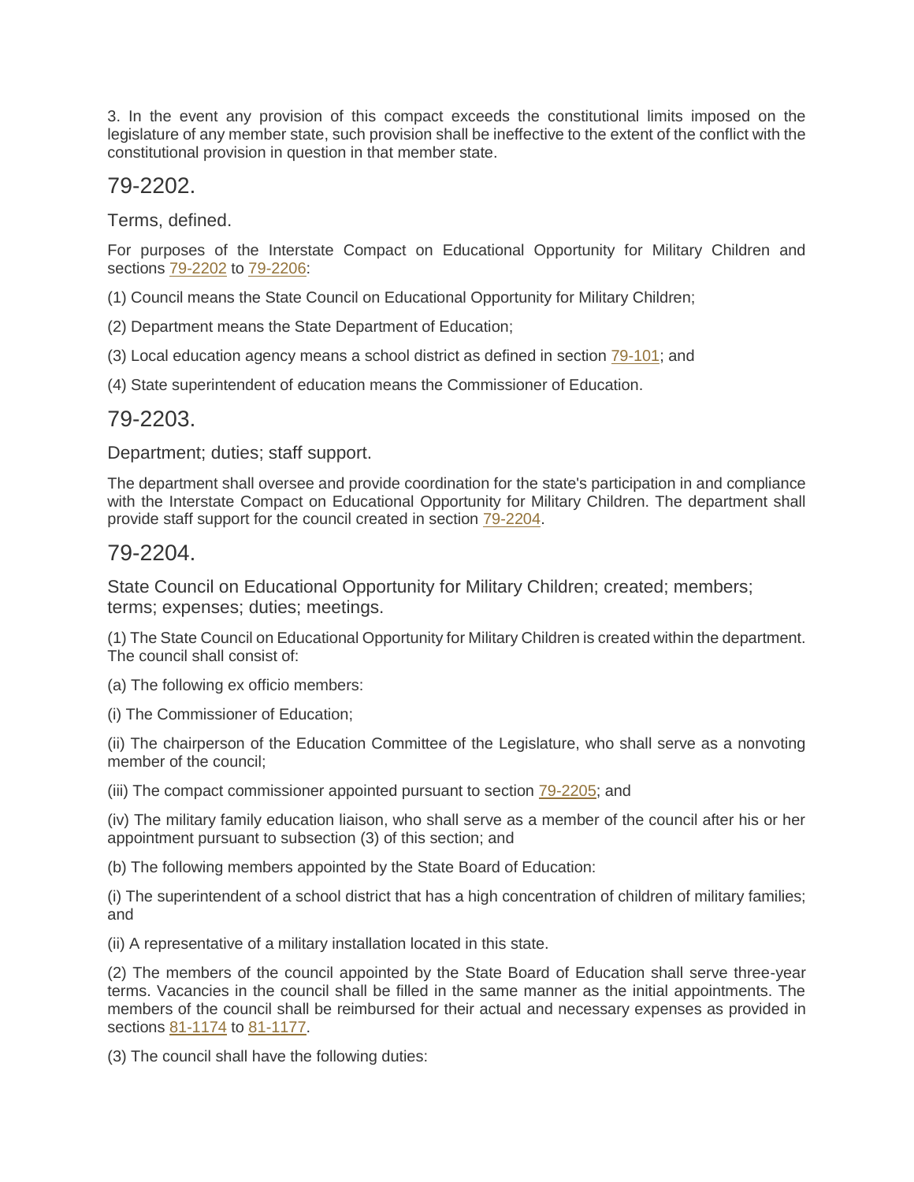3. In the event any provision of this compact exceeds the constitutional limits imposed on the legislature of any member state, such provision shall be ineffective to the extent of the conflict with the constitutional provision in question in that member state.

## 79-2202.

Terms, defined.

For purposes of the Interstate Compact on Educational Opportunity for Military Children and sections 79-2202 to 79-2206:

(1) Council means the State Council on Educational Opportunity for Military Children;

(2) Department means the State Department of Education;

(3) Local education agency means a school district as defined in section 79-101; and

(4) State superintendent of education means the Commissioner of Education.

## 79-2203.

Department; duties; staff support.

The department shall oversee and provide coordination for the state's participation in and compliance with the Interstate Compact on Educational Opportunity for Military Children. The department shall provide staff support for the council created in section 79-2204.

## 79-2204.

State Council on Educational Opportunity for Military Children; created; members; terms; expenses; duties; meetings.

(1) The State Council on Educational Opportunity for Military Children is created within the department. The council shall consist of:

(a) The following ex officio members:

(i) The Commissioner of Education;

(ii) The chairperson of the Education Committee of the Legislature, who shall serve as a nonvoting member of the council;

(iii) The compact commissioner appointed pursuant to section 79-2205; and

(iv) The military family education liaison, who shall serve as a member of the council after his or her appointment pursuant to subsection (3) of this section; and

(b) The following members appointed by the State Board of Education:

(i) The superintendent of a school district that has a high concentration of children of military families; and

(ii) A representative of a military installation located in this state.

(2) The members of the council appointed by the State Board of Education shall serve three-year terms. Vacancies in the council shall be filled in the same manner as the initial appointments. The members of the council shall be reimbursed for their actual and necessary expenses as provided in sections 81-1174 to 81-1177.

(3) The council shall have the following duties: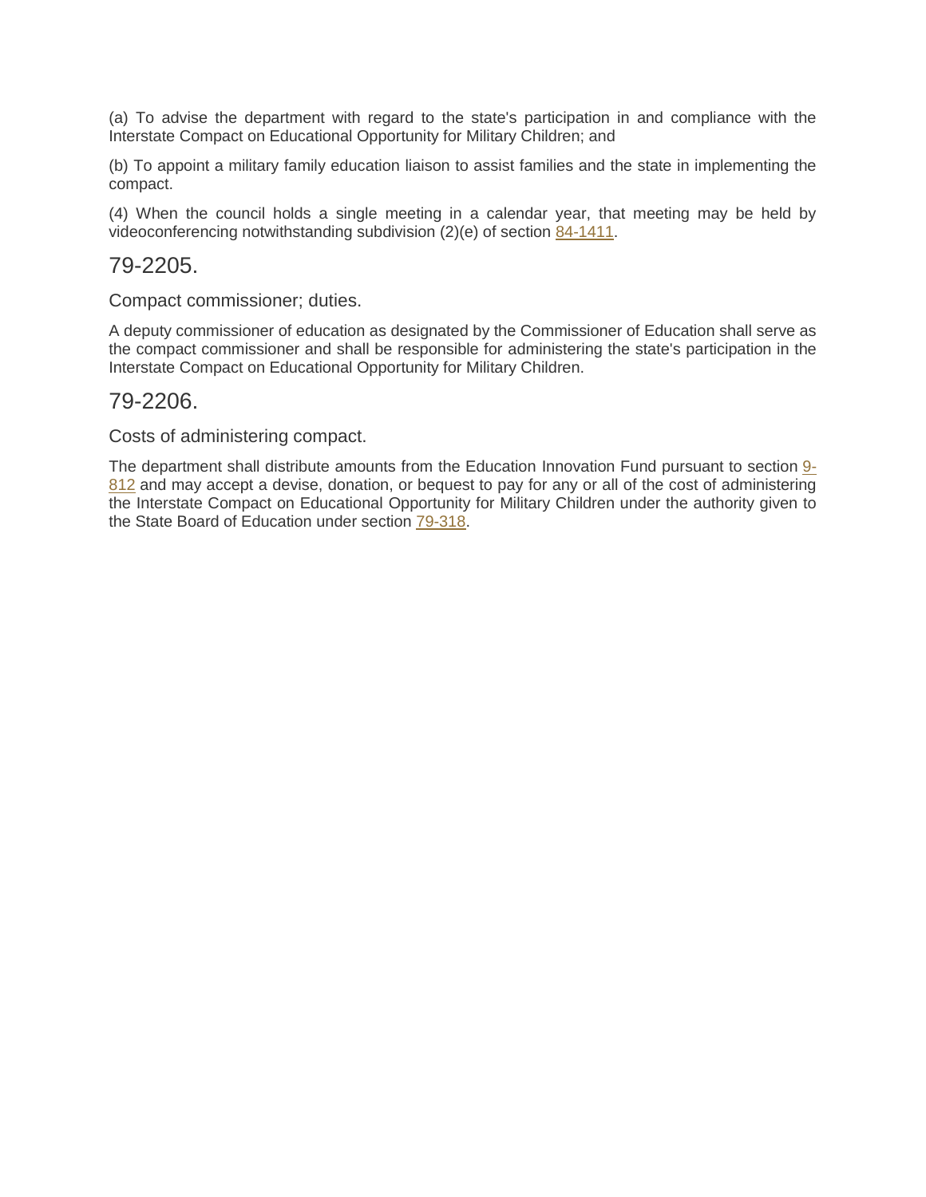(a) To advise the department with regard to the state's participation in and compliance with the Interstate Compact on Educational Opportunity for Military Children; and

(b) To appoint a military family education liaison to assist families and the state in implementing the compact.

(4) When the council holds a single meeting in a calendar year, that meeting may be held by videoconferencing notwithstanding subdivision (2)(e) of section 84-1411.

## 79-2205.

### Compact commissioner; duties.

A deputy commissioner of education as designated by the Commissioner of Education shall serve as the compact commissioner and shall be responsible for administering the state's participation in the Interstate Compact on Educational Opportunity for Military Children.

## 79-2206.

### Costs of administering compact.

The department shall distribute amounts from the Education Innovation Fund pursuant to section 9-812 and may accept a devise, donation, or bequest to pay for any or all of the cost of administering the Interstate Compact on Educational Opportunity for Military Children under the authority given to the State Board of Education under section 79-318.